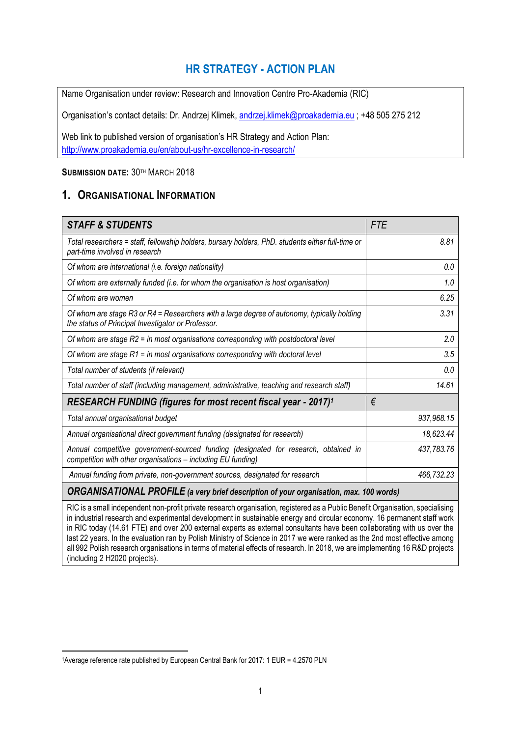# HR STRATEGY - ACTION PLAN

Name Organisation under review: Research and Innovation Centre Pro-Akademia (RIC)

Organisation's contact details: Dr. Andrzej Klimek, andrzej.klimek@proakademia.eu ; +48 505 275 212

Web link to published version of organisation's HR Strategy and Action Plan: http://www.proakademia.eu/en/about-us/hr-excellence-in-research/

**SUBMISSION DATE:** 30TH MARCH 2018

## 1. ORGANISATIONAL INFORMATION

| ***STAFF & STUDENTS*** | *FTE* |
|---|---|
| *Total researchers = staff, fellowship holders, bursary holders, PhD. students either full-time or part-time involved in research* | *8.81* |
| *Of whom are international (i.e. foreign nationality)* | *0.0* |
| *Of whom are externally funded (i.e. for whom the organisation is host organisation)* | *1.0* |
| *Of whom are women* | *6.25* |
| *Of whom are stage R3 or R4 = Researchers with a large degree of autonomy, typically holding the status of Principal Investigator or Professor.* | *3.31* |
| *Of whom are stage R2 = in most organisations corresponding with postdoctoral level* | *2.0* |
| *Of whom are stage R1 = in most organisations corresponding with doctoral level* | *3.5* |
| *Total number of students (if relevant)* | *0.0* |
| *Total number of staff (including management, administrative, teaching and research staff)* | *14.61* |
| ***RESEARCH FUNDING (figures for most recent fiscal year - 2017)***[1] | *€* |
| *Total annual organisational budget* | *937,968.15* |
| *Annual organisational direct government funding (designated for research)* | *18,623.44* |
| *Annual competitive government-sourced funding (designated for research, obtained in competition with other organisations – including EU funding)* | *437,783.76* |
| *Annual funding from private, non-government sources, designated for research* | *466,732.23* |
| ***ORGANISATIONAL PROFILE*** ***(a very brief description of your organisation, max. 100 words)*** | |
| RIC is a small independent non-profit private research organisation, registered as a Public Benefit Organisation, specialising in industrial research and experimental development in sustainable energy and circular economy. 16 permanent staff work in RIC today (14.61 FTE) and over 200 external experts as external consultants have been collaborating with us over the last 22 years. In the evaluation ran by Polish Ministry of Science in 2017 we were ranked as the 2nd most effective among all 992 Polish research organisations in terms of material effects of research. In 2018, we are implementing 16 R&D projects (including 2 H2020 projects). | |

[1] Average reference rate published by European Central Bank for 2017: 1 EUR = 4.2570 PLN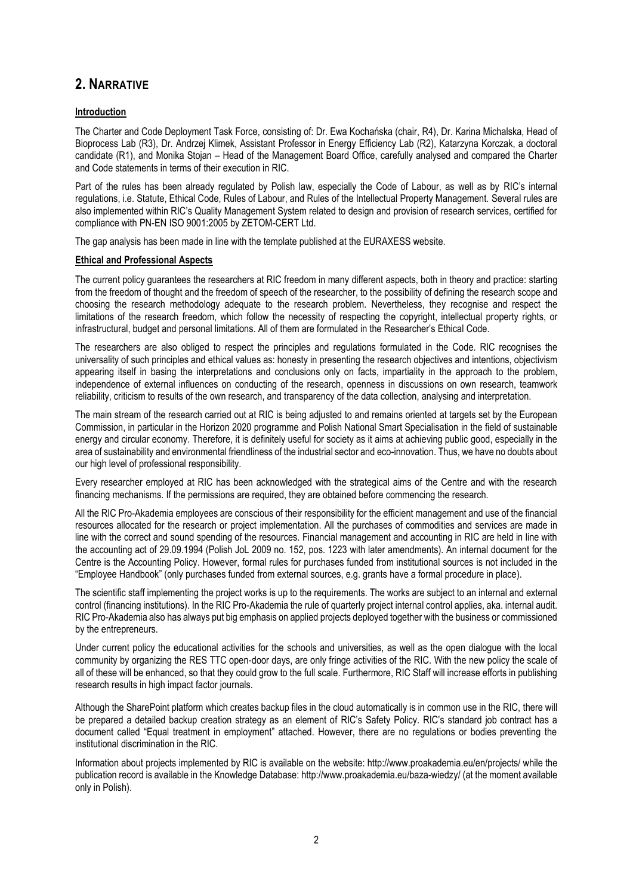## 2. NARRATIVE

**Introduction**

The Charter and Code Deployment Task Force, consisting of: Dr. Ewa Kochańska (chair, R4), Dr. Karina Michalska, Head of Bioprocess Lab (R3), Dr. Andrzej Klimek, Assistant Professor in Energy Efficiency Lab (R2), Katarzyna Korczak, a doctoral candidate (R1), and Monika Stojan – Head of the Management Board Office, carefully analysed and compared the Charter and Code statements in terms of their execution in RIC.

Part of the rules has been already regulated by Polish law, especially the Code of Labour, as well as by RIC's internal regulations, i.e. Statute, Ethical Code, Rules of Labour, and Rules of the Intellectual Property Management. Several rules are also implemented within RIC's Quality Management System related to design and provision of research services, certified for compliance with PN-EN ISO 9001:2005 by ZETOM-CERT Ltd.

The gap analysis has been made in line with the template published at the EURAXESS website.

**Ethical and Professional Aspects**

The current policy guarantees the researchers at RIC freedom in many different aspects, both in theory and practice: starting from the freedom of thought and the freedom of speech of the researcher, to the possibility of defining the research scope and choosing the research methodology adequate to the research problem. Nevertheless, they recognise and respect the limitations of the research freedom, which follow the necessity of respecting the copyright, intellectual property rights, or infrastructural, budget and personal limitations. All of them are formulated in the Researcher's Ethical Code.

The researchers are also obliged to respect the principles and regulations formulated in the Code. RIC recognises the universality of such principles and ethical values as: honesty in presenting the research objectives and intentions, objectivism appearing itself in basing the interpretations and conclusions only on facts, impartiality in the approach to the problem, independence of external influences on conducting of the research, openness in discussions on own research, teamwork reliability, criticism to results of the own research, and transparency of the data collection, analysing and interpretation.

The main stream of the research carried out at RIC is being adjusted to and remains oriented at targets set by the European Commission, in particular in the Horizon 2020 programme and Polish National Smart Specialisation in the field of sustainable energy and circular economy. Therefore, it is definitely useful for society as it aims at achieving public good, especially in the area of sustainability and environmental friendliness of the industrial sector and eco-innovation. Thus, we have no doubts about our high level of professional responsibility.

Every researcher employed at RIC has been acknowledged with the strategical aims of the Centre and with the research financing mechanisms. If the permissions are required, they are obtained before commencing the research.

All the RIC Pro-Akademia employees are conscious of their responsibility for the efficient management and use of the financial resources allocated for the research or project implementation. All the purchases of commodities and services are made in line with the correct and sound spending of the resources. Financial management and accounting in RIC are held in line with the accounting act of 29.09.1994 (Polish JoL 2009 no. 152, pos. 1223 with later amendments). An internal document for the Centre is the Accounting Policy. However, formal rules for purchases funded from institutional sources is not included in the "Employee Handbook" (only purchases funded from external sources, e.g. grants have a formal procedure in place).

The scientific staff implementing the project works is up to the requirements. The works are subject to an internal and external control (financing institutions). In the RIC Pro-Akademia the rule of quarterly project internal control applies, aka. internal audit. RIC Pro-Akademia also has always put big emphasis on applied projects deployed together with the business or commissioned by the entrepreneurs.

Under current policy the educational activities for the schools and universities, as well as the open dialogue with the local community by organizing the RES TTC open-door days, are only fringe activities of the RIC. With the new policy the scale of all of these will be enhanced, so that they could grow to the full scale. Furthermore, RIC Staff will increase efforts in publishing research results in high impact factor journals.

Although the SharePoint platform which creates backup files in the cloud automatically is in common use in the RIC, there will be prepared a detailed backup creation strategy as an element of RIC's Safety Policy. RIC's standard job contract has a document called "Equal treatment in employment" attached. However, there are no regulations or bodies preventing the institutional discrimination in the RIC.

Information about projects implemented by RIC is available on the website: http://www.proakademia.eu/en/projects/ while the publication record is available in the Knowledge Database: http://www.proakademia.eu/baza-wiedzy/ (at the moment available only in Polish).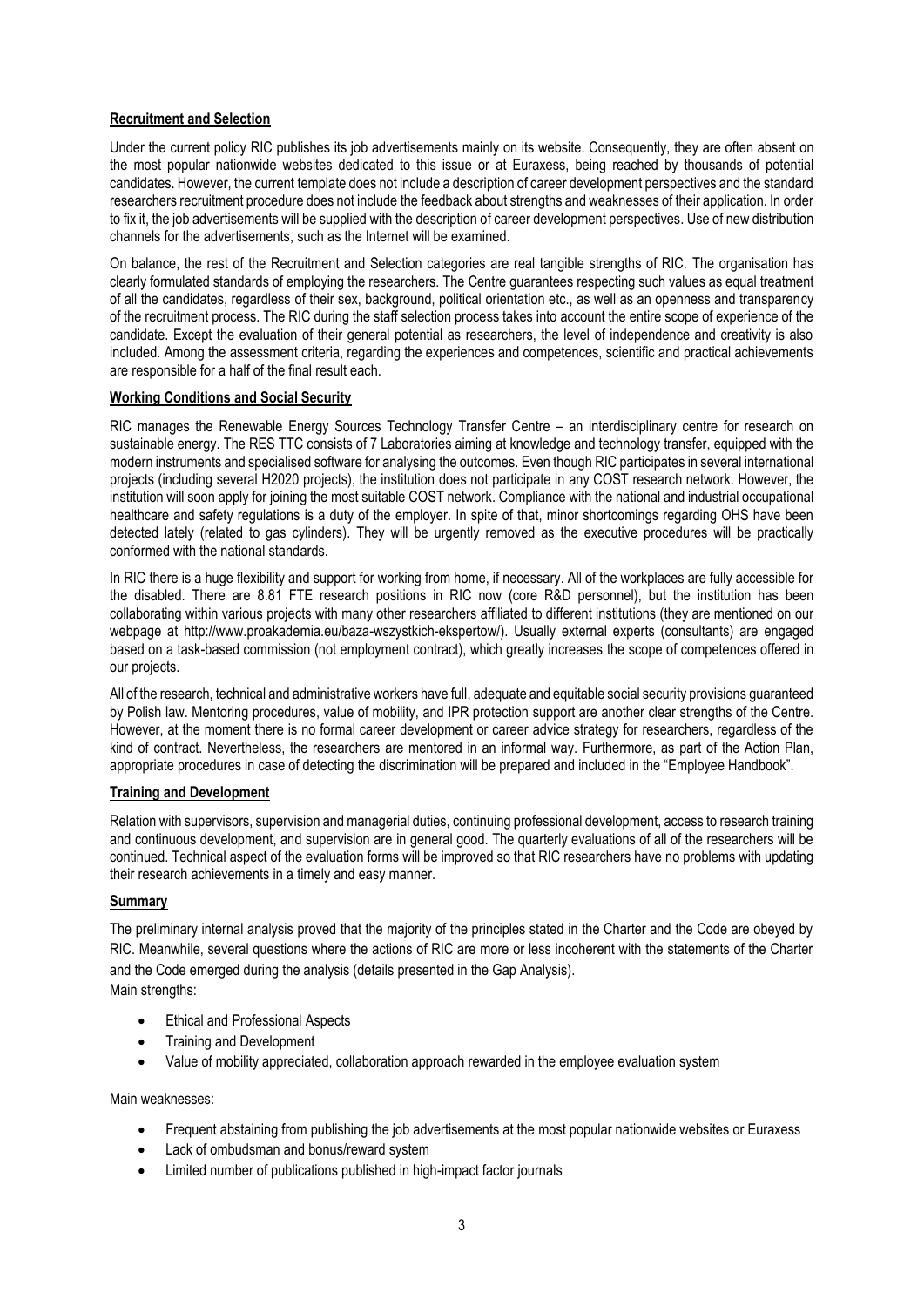**Recruitment and Selection**

Under the current policy RIC publishes its job advertisements mainly on its website. Consequently, they are often absent on the most popular nationwide websites dedicated to this issue or at Euraxess, being reached by thousands of potential candidates. However, the current template does not include a description of career development perspectives and the standard researchers recruitment procedure does not include the feedback about strengths and weaknesses of their application. In order to fix it, the job advertisements will be supplied with the description of career development perspectives. Use of new distribution channels for the advertisements, such as the Internet will be examined.

On balance, the rest of the Recruitment and Selection categories are real tangible strengths of RIC. The organisation has clearly formulated standards of employing the researchers. The Centre guarantees respecting such values as equal treatment of all the candidates, regardless of their sex, background, political orientation etc., as well as an openness and transparency of the recruitment process. The RIC during the staff selection process takes into account the entire scope of experience of the candidate. Except the evaluation of their general potential as researchers, the level of independence and creativity is also included. Among the assessment criteria, regarding the experiences and competences, scientific and practical achievements are responsible for a half of the final result each.

**Working Conditions and Social Security**

RIC manages the Renewable Energy Sources Technology Transfer Centre – an interdisciplinary centre for research on sustainable energy. The RES TTC consists of 7 Laboratories aiming at knowledge and technology transfer, equipped with the modern instruments and specialised software for analysing the outcomes. Even though RIC participates in several international projects (including several H2020 projects), the institution does not participate in any COST research network. However, the institution will soon apply for joining the most suitable COST network. Compliance with the national and industrial occupational healthcare and safety regulations is a duty of the employer. In spite of that, minor shortcomings regarding OHS have been detected lately (related to gas cylinders). They will be urgently removed as the executive procedures will be practically conformed with the national standards.

In RIC there is a huge flexibility and support for working from home, if necessary. All of the workplaces are fully accessible for the disabled. There are 8.81 FTE research positions in RIC now (core R&D personnel), but the institution has been collaborating within various projects with many other researchers affiliated to different institutions (they are mentioned on our webpage at http://www.proakademia.eu/baza-wszystkich-ekspertow/). Usually external experts (consultants) are engaged based on a task-based commission (not employment contract), which greatly increases the scope of competences offered in our projects.

All of the research, technical and administrative workers have full, adequate and equitable social security provisions guaranteed by Polish law. Mentoring procedures, value of mobility, and IPR protection support are another clear strengths of the Centre. However, at the moment there is no formal career development or career advice strategy for researchers, regardless of the kind of contract. Nevertheless, the researchers are mentored in an informal way. Furthermore, as part of the Action Plan, appropriate procedures in case of detecting the discrimination will be prepared and included in the "Employee Handbook".

**Training and Development**

Relation with supervisors, supervision and managerial duties, continuing professional development, access to research training and continuous development, and supervision are in general good. The quarterly evaluations of all of the researchers will be continued. Technical aspect of the evaluation forms will be improved so that RIC researchers have no problems with updating their research achievements in a timely and easy manner.

**Summary**

The preliminary internal analysis proved that the majority of the principles stated in the Charter and the Code are obeyed by RIC. Meanwhile, several questions where the actions of RIC are more or less incoherent with the statements of the Charter and the Code emerged during the analysis (details presented in the Gap Analysis).

Main strengths:

- Ethical and Professional Aspects
- Training and Development
- Value of mobility appreciated, collaboration approach rewarded in the employee evaluation system

Main weaknesses:

- Frequent abstaining from publishing the job advertisements at the most popular nationwide websites or Euraxess
- Lack of ombudsman and bonus/reward system
- Limited number of publications published in high-impact factor journals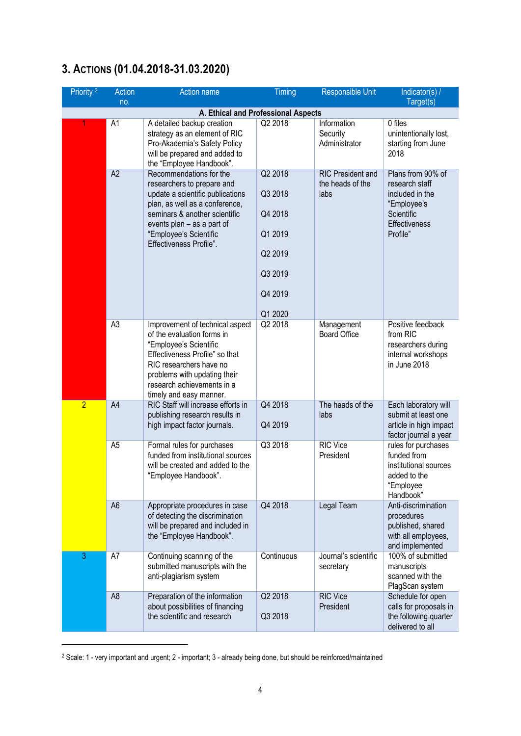## 3. ACTIONS (01.04.2018-31.03.2020)

| Priority [2] | Action no. | Action name | Timing | Responsible Unit | Indicator(s) / Target(s) |
|---|---|---|---|---|---|
| **A. Ethical and Professional Aspects** | | | | | |
| 1 | A1 | A detailed backup creation strategy as an element of RIC Pro-Akademia's Safety Policy will be prepared and added to the "Employee Handbook". | Q2 2018 | Information Security Administrator | 0 files unintentionally lost, starting from June 2018 |
| | A2 | Recommendations for the researchers to prepare and update a scientific publications plan, as well as a conference, seminars & another scientific events plan – as a part of "Employee's Scientific Effectiveness Profile". | Q2 2018<br>Q3 2018<br>Q4 2018<br>Q1 2019<br>Q2 2019<br>Q3 2019<br>Q4 2019<br>Q1 2020 | RIC President and the heads of the labs | Plans from 90% of research staff included in the "Employee's Scientific Effectiveness Profile" |
| | A3 | Improvement of technical aspect of the evaluation forms in "Employee's Scientific Effectiveness Profile" so that RIC researchers have no problems with updating their research achievements in a timely and easy manner. | Q2 2018 | Management Board Office | Positive feedback from RIC researchers during internal workshops in June 2018 |
| 2 | A4 | RIC Staff will increase efforts in publishing research results in high impact factor journals. | Q4 2018<br>Q4 2019 | The heads of the labs | Each laboratory will submit at least one article in high impact factor journal a year |
| | A5 | Formal rules for purchases funded from institutional sources will be created and added to the "Employee Handbook". | Q3 2018 | RIC Vice President | rules for purchases funded from institutional sources added to the "Employee Handbook" |
| | A6 | Appropriate procedures in case of detecting the discrimination will be prepared and included in the "Employee Handbook". | Q4 2018 | Legal Team | Anti-discrimination procedures published, shared with all employees, and implemented |
| 3 | A7 | Continuing scanning of the submitted manuscripts with the anti-plagiarism system | Continuous | Journal's scientific secretary | 100% of submitted manuscripts scanned with the PlagScan system |
| | A8 | Preparation of the information about possibilities of financing the scientific and research | Q2 2018<br>Q3 2018 | RIC Vice President | Schedule for open calls for proposals in the following quarter delivered to all |

[2] Scale: 1 - very important and urgent; 2 - important; 3 - already being done, but should be reinforced/maintained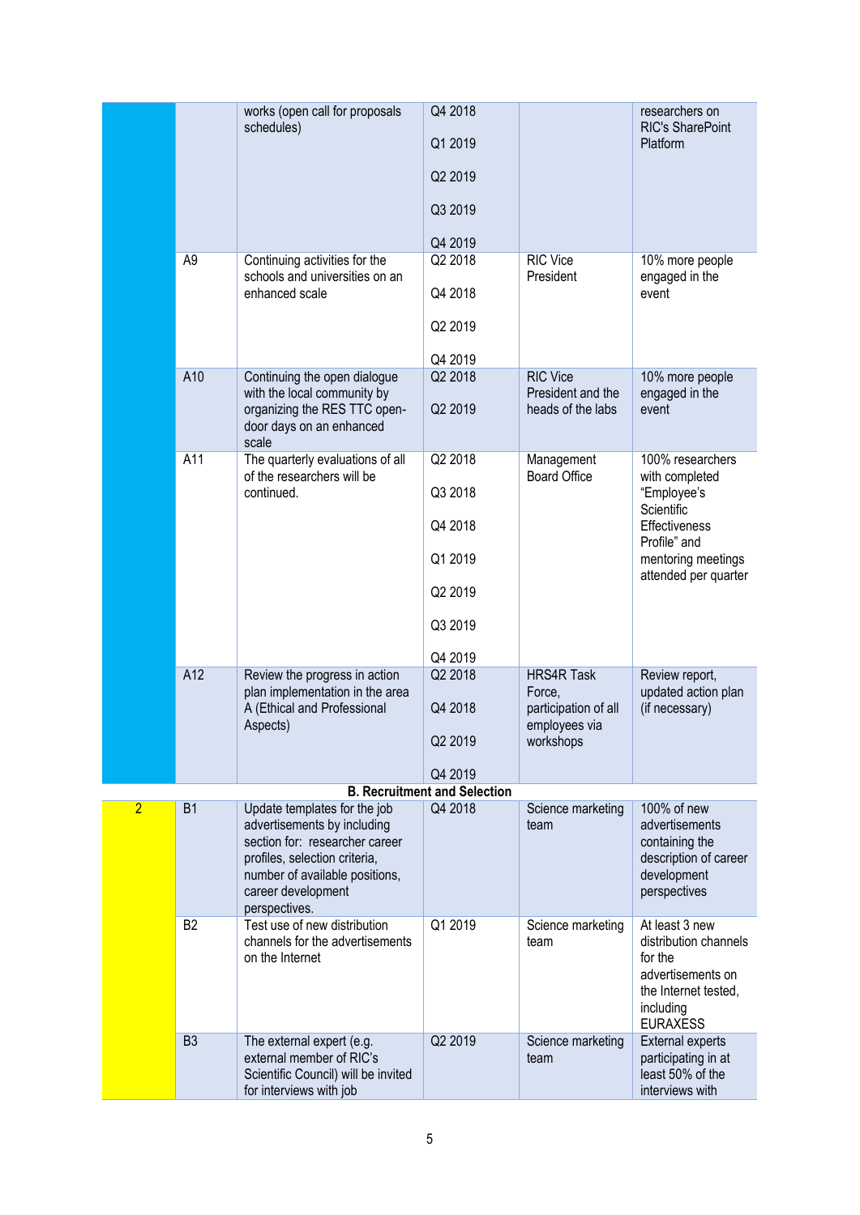| | | | | | |
|---|---|---|---|---|---|
| | | works (open call for proposals schedules) | Q4 2018<br>Q1 2019<br>Q2 2019<br>Q3 2019<br>Q4 2019 | | researchers on RIC's SharePoint Platform |
| | A9 | Continuing activities for the schools and universities on an enhanced scale | Q2 2018<br>Q4 2018<br>Q2 2019<br>Q4 2019 | RIC Vice President | 10% more people engaged in the event |
| | A10 | Continuing the open dialogue with the local community by organizing the RES TTC open-door days on an enhanced scale | Q2 2018<br>Q2 2019 | RIC Vice President and the heads of the labs | 10% more people engaged in the event |
| | A11 | The quarterly evaluations of all of the researchers will be continued. | Q2 2018<br>Q3 2018<br>Q4 2018<br>Q1 2019<br>Q2 2019<br>Q3 2019<br>Q4 2019 | Management Board Office | 100% researchers with completed "Employee's Scientific Effectiveness Profile" and mentoring meetings attended per quarter |
| | A12 | Review the progress in action plan implementation in the area A (Ethical and Professional Aspects) | Q2 2018<br>Q4 2018<br>Q2 2019<br>Q4 2019 | HRS4R Task Force, participation of all employees via workshops | Review report, updated action plan (if necessary) |
| | | **B. Recruitment and Selection** | | | |
| 2 | B1 | Update templates for the job advertisements by including section for: researcher career profiles, selection criteria, number of available positions, career development perspectives. | Q4 2018 | Science marketing team | 100% of new advertisements containing the description of career development perspectives |
| | B2 | Test use of new distribution channels for the advertisements on the Internet | Q1 2019 | Science marketing team | At least 3 new distribution channels for the advertisements on the Internet tested, including EURAXESS |
| | B3 | The external expert (e.g. external member of RIC's Scientific Council) will be invited for interviews with job | Q2 2019 | Science marketing team | External experts participating in at least 50% of the interviews with |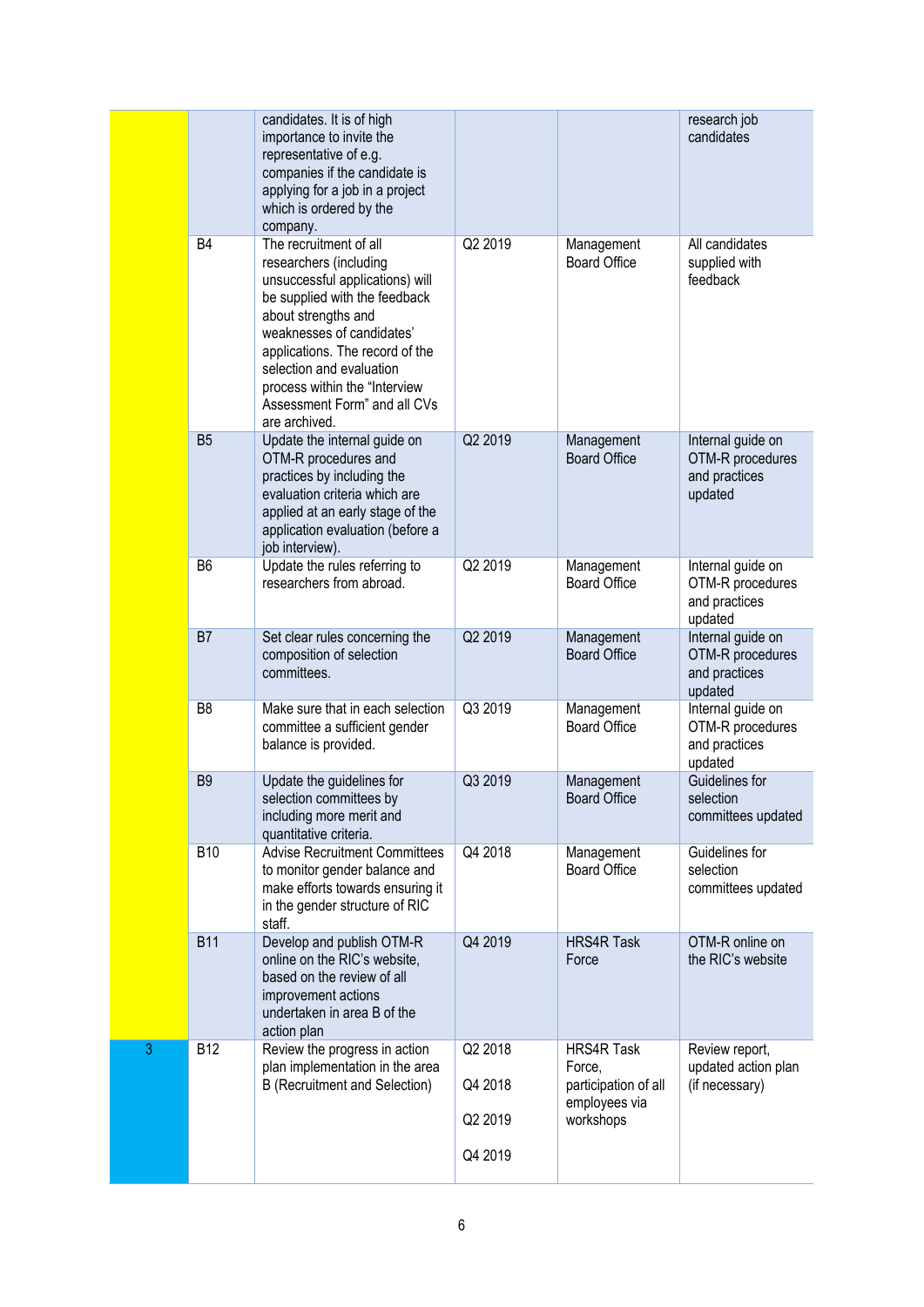| | | | | | |
|---|---|---|---|---|---|
| | | candidates. It is of high importance to invite the representative of e.g. companies if the candidate is applying for a job in a project which is ordered by the company. | | | research job candidates |
| | B4 | The recruitment of all researchers (including unsuccessful applications) will be supplied with the feedback about strengths and weaknesses of candidates' applications. The record of the selection and evaluation process within the "Interview Assessment Form" and all CVs are archived. | Q2 2019 | Management Board Office | All candidates supplied with feedback |
| | B5 | Update the internal guide on OTM-R procedures and practices by including the evaluation criteria which are applied at an early stage of the application evaluation (before a job interview). | Q2 2019 | Management Board Office | Internal guide on OTM-R procedures and practices updated |
| | B6 | Update the rules referring to researchers from abroad. | Q2 2019 | Management Board Office | Internal guide on OTM-R procedures and practices updated |
| | B7 | Set clear rules concerning the composition of selection committees. | Q2 2019 | Management Board Office | Internal guide on OTM-R procedures and practices updated |
| | B8 | Make sure that in each selection committee a sufficient gender balance is provided. | Q3 2019 | Management Board Office | Internal guide on OTM-R procedures and practices updated |
| | B9 | Update the guidelines for selection committees by including more merit and quantitative criteria. | Q3 2019 | Management Board Office | Guidelines for selection committees updated |
| | B10 | Advise Recruitment Committees to monitor gender balance and make efforts towards ensuring it in the gender structure of RIC staff. | Q4 2018 | Management Board Office | Guidelines for selection committees updated |
| | B11 | Develop and publish OTM-R online on the RIC's website, based on the review of all improvement actions undertaken in area B of the action plan | Q4 2019 | HRS4R Task Force | OTM-R online on the RIC's website |
| 3 | B12 | Review the progress in action plan implementation in the area B (Recruitment and Selection) | Q2 2018<br>Q4 2018<br>Q2 2019<br>Q4 2019 | HRS4R Task Force, participation of all employees via workshops | Review report, updated action plan (if necessary) |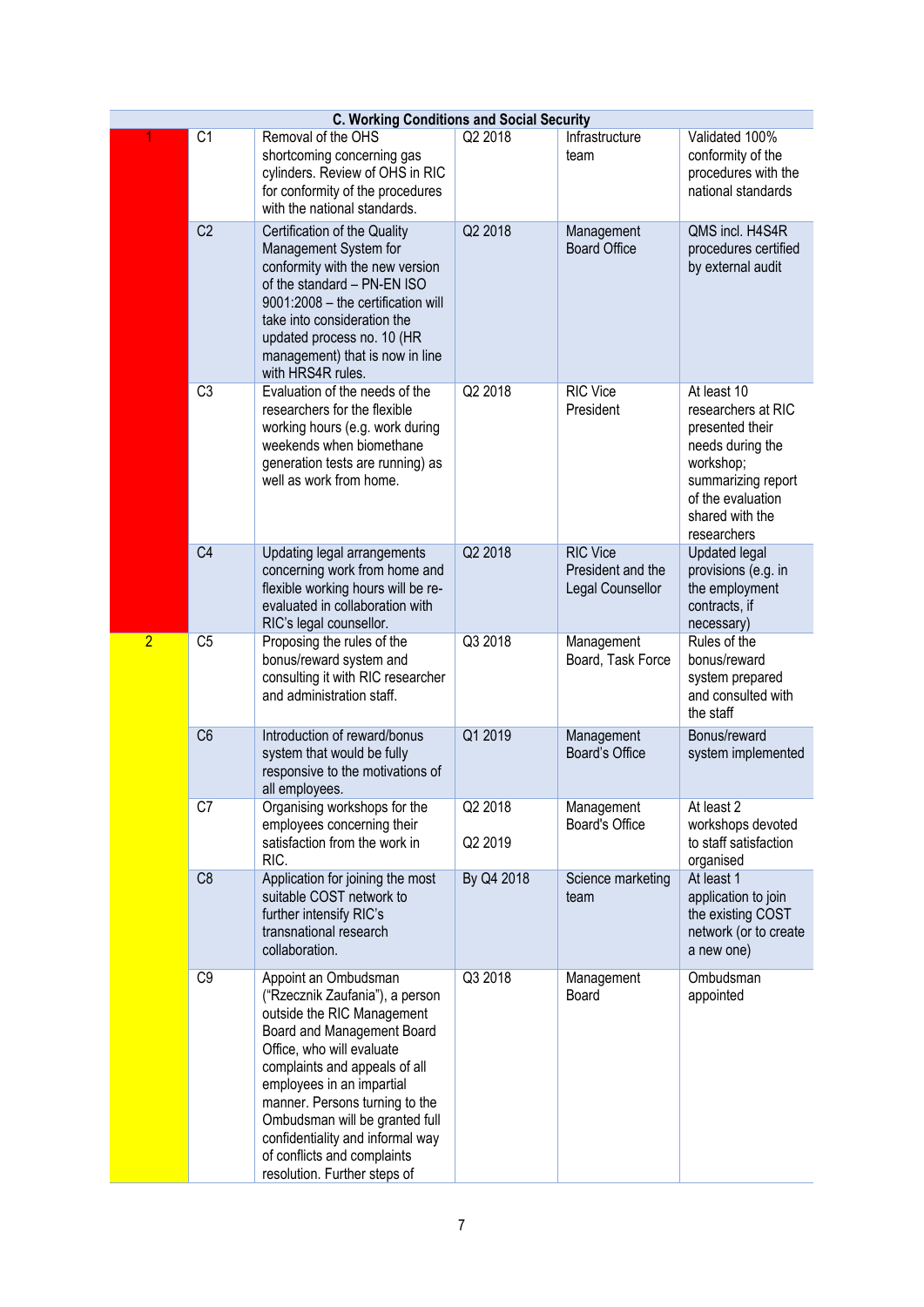| C. Working Conditions and Social Security | | | | | |
|---|---|---|---|---|---|
| 1 | C1 | Removal of the OHS shortcoming concerning gas cylinders. Review of OHS in RIC for conformity of the procedures with the national standards. | Q2 2018 | Infrastructure team | Validated 100% conformity of the procedures with the national standards |
| | C2 | Certification of the Quality Management System for conformity with the new version of the standard – PN-EN ISO 9001:2008 – the certification will take into consideration the updated process no. 10 (HR management) that is now in line with HRS4R rules. | Q2 2018 | Management Board Office | QMS incl. H4S4R procedures certified by external audit |
| | C3 | Evaluation of the needs of the researchers for the flexible working hours (e.g. work during weekends when biomethane generation tests are running) as well as work from home. | Q2 2018 | RIC Vice President | At least 10 researchers at RIC presented their needs during the workshop; summarizing report of the evaluation shared with the researchers |
| | C4 | Updating legal arrangements concerning work from home and flexible working hours will be re-evaluated in collaboration with RIC's legal counsellor. | Q2 2018 | RIC Vice President and the Legal Counsellor | Updated legal provisions (e.g. in the employment contracts, if necessary) |
| 2 | C5 | Proposing the rules of the bonus/reward system and consulting it with RIC researcher and administration staff. | Q3 2018 | Management Board, Task Force | Rules of the bonus/reward system prepared and consulted with the staff |
| | C6 | Introduction of reward/bonus system that would be fully responsive to the motivations of all employees. | Q1 2019 | Management Board's Office | Bonus/reward system implemented |
| | C7 | Organising workshops for the employees concerning their satisfaction from the work in RIC. | Q2 2018<br>Q2 2019 | Management Board's Office | At least 2 workshops devoted to staff satisfaction organised |
| | C8 | Application for joining the most suitable COST network to further intensify RIC's transnational research collaboration. | By Q4 2018 | Science marketing team | At least 1 application to join the existing COST network (or to create a new one) |
| | C9 | Appoint an Ombudsman ("Rzecznik Zaufania"), a person outside the RIC Management Board and Management Board Office, who will evaluate complaints and appeals of all employees in an impartial manner. Persons turning to the Ombudsman will be granted full confidentiality and informal way of conflicts and complaints resolution. Further steps of | Q3 2018 | Management Board | Ombudsman appointed |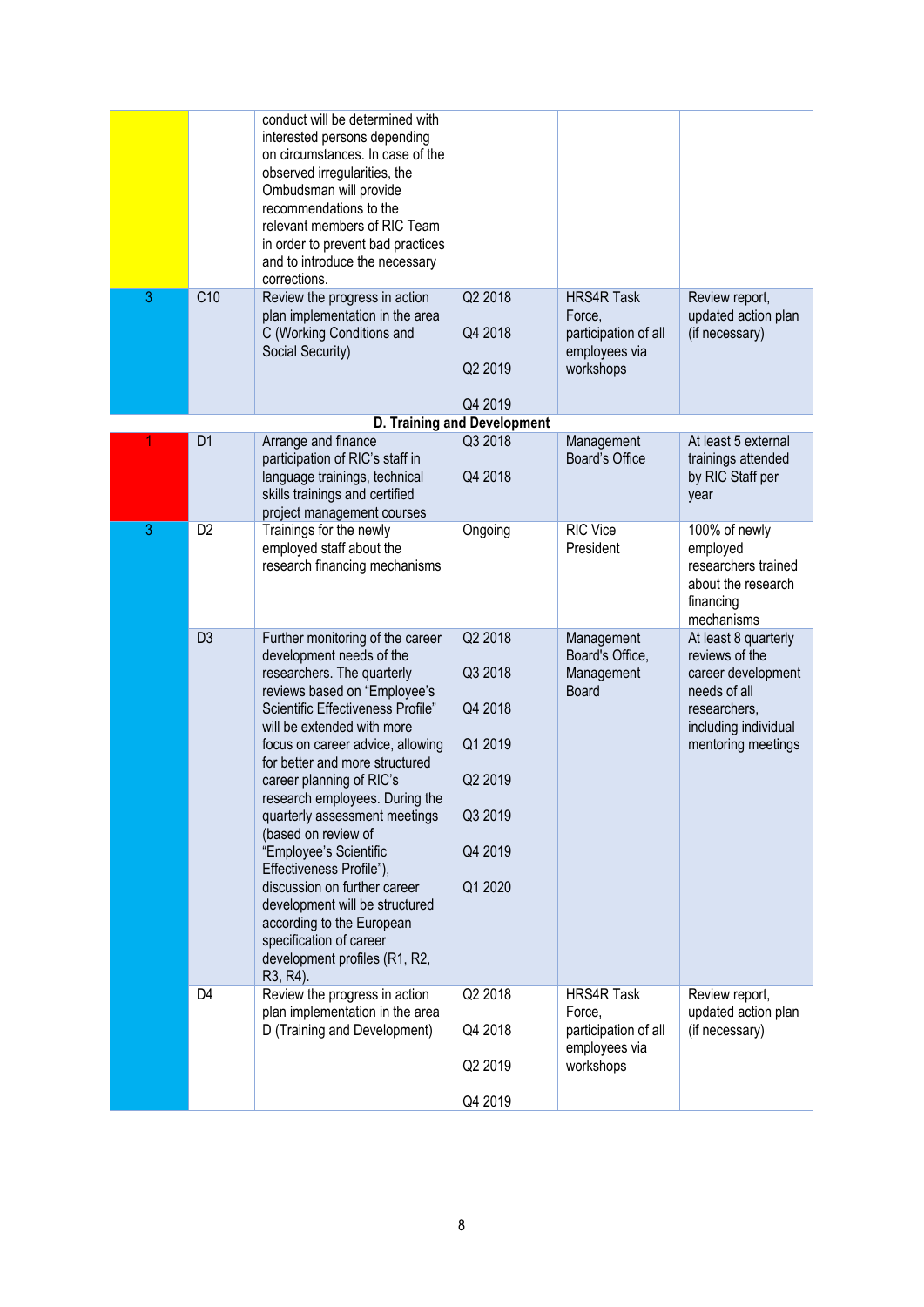| | | | | | |
|---|---|---|---|---|---|
| | | conduct will be determined with interested persons depending on circumstances. In case of the observed irregularities, the Ombudsman will provide recommendations to the relevant members of RIC Team in order to prevent bad practices and to introduce the necessary corrections. | | | |
| 3 | C10 | Review the progress in action plan implementation in the area C (Working Conditions and Social Security) | Q2 2018<br>Q4 2018<br>Q2 2019<br>Q4 2019 | HRS4R Task Force, participation of all employees via workshops | Review report, updated action plan (if necessary) |
| | | **D. Training and Development** | | | |
| 1 | D1 | Arrange and finance participation of RIC's staff in language trainings, technical skills trainings and certified project management courses | Q3 2018<br>Q4 2018 | Management Board's Office | At least 5 external trainings attended by RIC Staff per year |
| 3 | D2 | Trainings for the newly employed staff about the research financing mechanisms | Ongoing | RIC Vice President | 100% of newly employed researchers trained about the research financing mechanisms |
| | D3 | Further monitoring of the career development needs of the researchers. The quarterly reviews based on "Employee's Scientific Effectiveness Profile" will be extended with more focus on career advice, allowing for better and more structured career planning of RIC's research employees. During the quarterly assessment meetings (based on review of "Employee's Scientific Effectiveness Profile"), discussion on further career development will be structured according to the European specification of career development profiles (R1, R2, R3, R4). | Q2 2018<br>Q3 2018<br>Q4 2018<br>Q1 2019<br>Q2 2019<br>Q3 2019<br>Q4 2019<br>Q1 2020 | Management Board's Office, Management Board | At least 8 quarterly reviews of the career development needs of all researchers, including individual mentoring meetings |
| | D4 | Review the progress in action plan implementation in the area D (Training and Development) | Q2 2018<br>Q4 2018<br>Q2 2019<br>Q4 2019 | HRS4R Task Force, participation of all employees via workshops | Review report, updated action plan (if necessary) |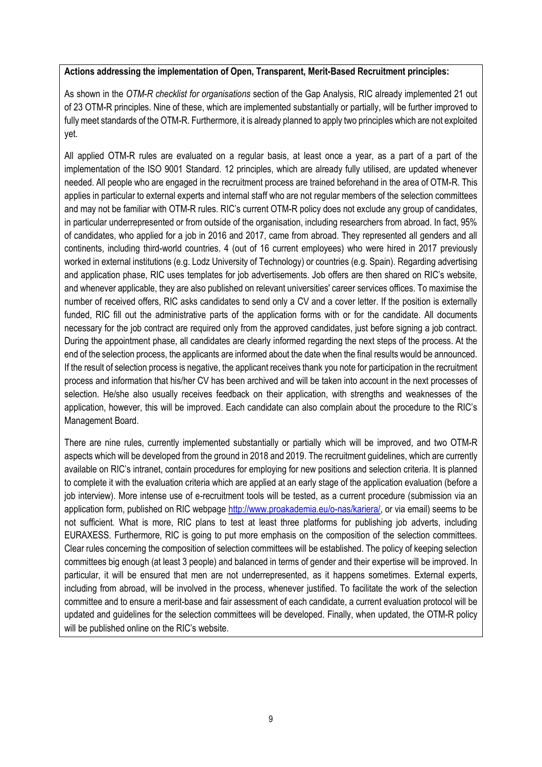**Actions addressing the implementation of Open, Transparent, Merit-Based Recruitment principles:**

As shown in the *OTM-R checklist for organisations* section of the Gap Analysis, RIC already implemented 21 out of 23 OTM-R principles. Nine of these, which are implemented substantially or partially, will be further improved to fully meet standards of the OTM-R. Furthermore, it is already planned to apply two principles which are not exploited yet.

All applied OTM-R rules are evaluated on a regular basis, at least once a year, as a part of a part of the implementation of the ISO 9001 Standard. 12 principles, which are already fully utilised, are updated whenever needed. All people who are engaged in the recruitment process are trained beforehand in the area of OTM-R. This applies in particular to external experts and internal staff who are not regular members of the selection committees and may not be familiar with OTM-R rules. RIC's current OTM-R policy does not exclude any group of candidates, in particular underrepresented or from outside of the organisation, including researchers from abroad. In fact, 95% of candidates, who applied for a job in 2016 and 2017, came from abroad. They represented all genders and all continents, including third-world countries. 4 (out of 16 current employees) who were hired in 2017 previously worked in external institutions (e.g. Lodz University of Technology) or countries (e.g. Spain). Regarding advertising and application phase, RIC uses templates for job advertisements. Job offers are then shared on RIC's website, and whenever applicable, they are also published on relevant universities' career services offices. To maximise the number of received offers, RIC asks candidates to send only a CV and a cover letter. If the position is externally funded, RIC fill out the administrative parts of the application forms with or for the candidate. All documents necessary for the job contract are required only from the approved candidates, just before signing a job contract. During the appointment phase, all candidates are clearly informed regarding the next steps of the process. At the end of the selection process, the applicants are informed about the date when the final results would be announced. If the result of selection process is negative, the applicant receives thank you note for participation in the recruitment process and information that his/her CV has been archived and will be taken into account in the next processes of selection. He/she also usually receives feedback on their application, with strengths and weaknesses of the application, however, this will be improved. Each candidate can also complain about the procedure to the RIC's Management Board.

There are nine rules, currently implemented substantially or partially which will be improved, and two OTM-R aspects which will be developed from the ground in 2018 and 2019. The recruitment guidelines, which are currently available on RIC's intranet, contain procedures for employing for new positions and selection criteria. It is planned to complete it with the evaluation criteria which are applied at an early stage of the application evaluation (before a job interview). More intense use of e-recruitment tools will be tested, as a current procedure (submission via an application form, published on RIC webpage http://www.proakademia.eu/o-nas/kariera/, or via email) seems to be not sufficient. What is more, RIC plans to test at least three platforms for publishing job adverts, including EURAXESS. Furthermore, RIC is going to put more emphasis on the composition of the selection committees. Clear rules concerning the composition of selection committees will be established. The policy of keeping selection committees big enough (at least 3 people) and balanced in terms of gender and their expertise will be improved. In particular, it will be ensured that men are not underrepresented, as it happens sometimes. External experts, including from abroad, will be involved in the process, whenever justified. To facilitate the work of the selection committee and to ensure a merit-base and fair assessment of each candidate, a current evaluation protocol will be updated and guidelines for the selection committees will be developed. Finally, when updated, the OTM-R policy will be published online on the RIC's website.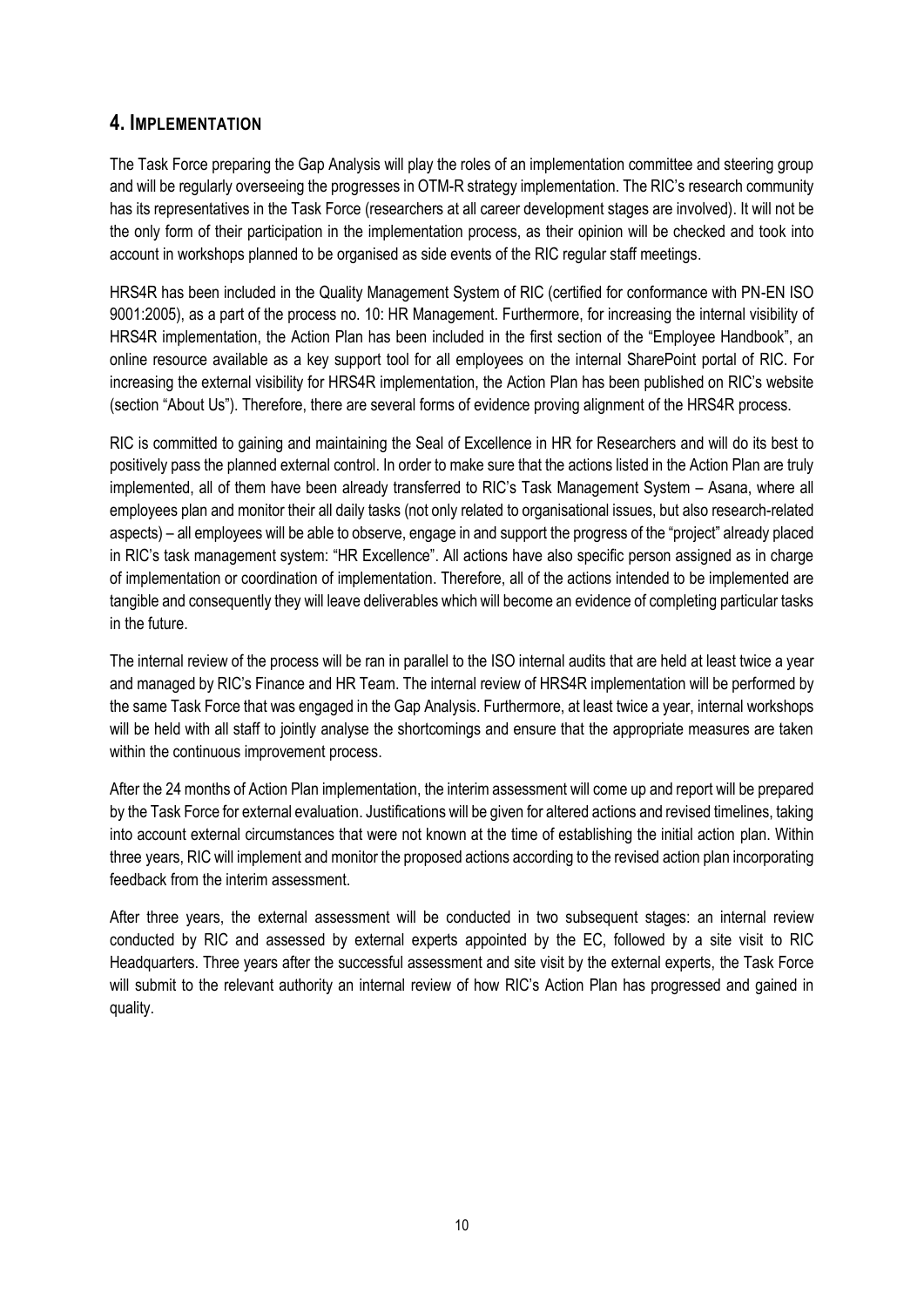## 4. Implementation

The Task Force preparing the Gap Analysis will play the roles of an implementation committee and steering group and will be regularly overseeing the progresses in OTM-R strategy implementation. The RIC's research community has its representatives in the Task Force (researchers at all career development stages are involved). It will not be the only form of their participation in the implementation process, as their opinion will be checked and took into account in workshops planned to be organised as side events of the RIC regular staff meetings.

HRS4R has been included in the Quality Management System of RIC (certified for conformance with PN-EN ISO 9001:2005), as a part of the process no. 10: HR Management. Furthermore, for increasing the internal visibility of HRS4R implementation, the Action Plan has been included in the first section of the "Employee Handbook", an online resource available as a key support tool for all employees on the internal SharePoint portal of RIC. For increasing the external visibility for HRS4R implementation, the Action Plan has been published on RIC's website (section "About Us"). Therefore, there are several forms of evidence proving alignment of the HRS4R process.

RIC is committed to gaining and maintaining the Seal of Excellence in HR for Researchers and will do its best to positively pass the planned external control. In order to make sure that the actions listed in the Action Plan are truly implemented, all of them have been already transferred to RIC's Task Management System – Asana, where all employees plan and monitor their all daily tasks (not only related to organisational issues, but also research-related aspects) – all employees will be able to observe, engage in and support the progress of the "project" already placed in RIC's task management system: "HR Excellence". All actions have also specific person assigned as in charge of implementation or coordination of implementation. Therefore, all of the actions intended to be implemented are tangible and consequently they will leave deliverables which will become an evidence of completing particular tasks in the future.

The internal review of the process will be ran in parallel to the ISO internal audits that are held at least twice a year and managed by RIC's Finance and HR Team. The internal review of HRS4R implementation will be performed by the same Task Force that was engaged in the Gap Analysis. Furthermore, at least twice a year, internal workshops will be held with all staff to jointly analyse the shortcomings and ensure that the appropriate measures are taken within the continuous improvement process.

After the 24 months of Action Plan implementation, the interim assessment will come up and report will be prepared by the Task Force for external evaluation. Justifications will be given for altered actions and revised timelines, taking into account external circumstances that were not known at the time of establishing the initial action plan. Within three years, RIC will implement and monitor the proposed actions according to the revised action plan incorporating feedback from the interim assessment.

After three years, the external assessment will be conducted in two subsequent stages: an internal review conducted by RIC and assessed by external experts appointed by the EC, followed by a site visit to RIC Headquarters. Three years after the successful assessment and site visit by the external experts, the Task Force will submit to the relevant authority an internal review of how RIC's Action Plan has progressed and gained in quality.